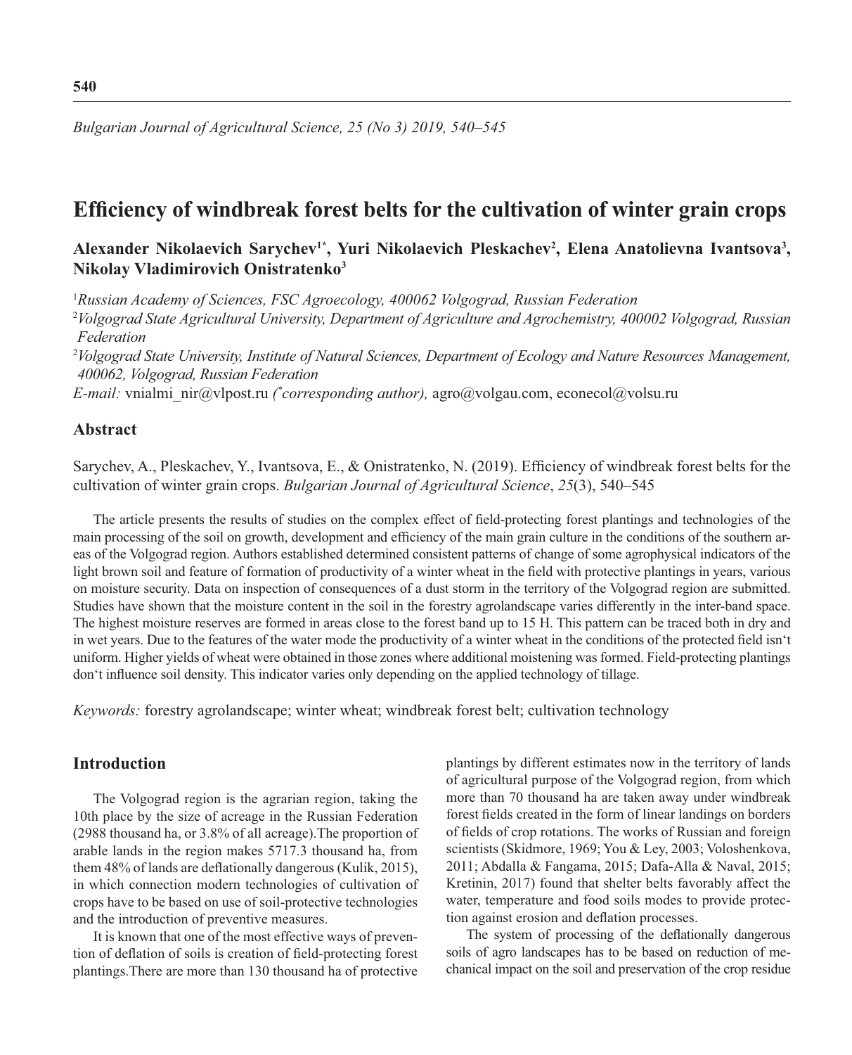# Efficiency of windbreak forest belts for the cultivation of winter grain crops

**Alexander Nikolaevich Sarychev[1*], Yuri Nikolaevich Pleskachev[2], Elena Anatolievna Ivantsova[3], Nikolay Vladimirovich Onistratenko[3]**

[1]*Russian Academy of Sciences, FSC Agroecology, 400062 Volgograd, Russian Federation*

[2]*Volgograd State Agricultural University, Department of Agriculture and Agrochemistry, 400002 Volgograd, Russian Federation*

[2]*Volgograd State University, Institute of Natural Sciences, Department of Ecology and Nature Resources Management, 400062, Volgograd, Russian Federation*

*E-mail:* vnialmi_nir@vlpost.ru *(*corresponding author),* agro@volgau.com, econecol@volsu.ru

## Abstract

Sarychev, A., Pleskachev, Y., Ivantsova, E., & Onistratenko, N. (2019). Efficiency of windbreak forest belts for the cultivation of winter grain crops. *Bulgarian Journal of Agricultural Science*, *25*(3), 540–545

The article presents the results of studies on the complex effect of field-protecting forest plantings and technologies of the main processing of the soil on growth, development and efficiency of the main grain culture in the conditions of the southern areas of the Volgograd region. Authors established determined consistent patterns of change of some agrophysical indicators of the light brown soil and feature of formation of productivity of a winter wheat in the field with protective plantings in years, various on moisture security. Data on inspection of consequences of a dust storm in the territory of the Volgograd region are submitted. Studies have shown that the moisture content in the soil in the forestry agrolandscape varies differently in the inter-band space. The highest moisture reserves are formed in areas close to the forest band up to 15 H. This pattern can be traced both in dry and in wet years. Due to the features of the water mode the productivity of a winter wheat in the conditions of the protected field isn‘t uniform. Higher yields of wheat were obtained in those zones where additional moistening was formed. Field-protecting plantings don‘t influence soil density. This indicator varies only depending on the applied technology of tillage.

*Keywords:* forestry agrolandscape; winter wheat; windbreak forest belt; cultivation technology

## Introduction

The Volgograd region is the agrarian region, taking the 10th place by the size of acreage in the Russian Federation (2988 thousand ha, or 3.8% of all acreage).The proportion of arable lands in the region makes 5717.3 thousand ha, from them 48% of lands are deflationally dangerous (Kulik, 2015), in which connection modern technologies of cultivation of crops have to be based on use of soil-protective technologies and the introduction of preventive measures.

It is known that one of the most effective ways of prevention of deflation of soils is creation of field-protecting forest plantings.There are more than 130 thousand ha of protective plantings by different estimates now in the territory of lands of agricultural purpose of the Volgograd region, from which more than 70 thousand ha are taken away under windbreak forest fields created in the form of linear landings on borders of fields of crop rotations. The works of Russian and foreign scientists (Skidmore, 1969; You & Ley, 2003; Voloshenkova, 2011; Abdalla & Fangama, 2015; Dafa-Alla & Naval, 2015; Kretinin, 2017) found that shelter belts favorably affect the water, temperature and food soils modes to provide protection against erosion and deflation processes.

The system of processing of the deflationally dangerous soils of agro landscapes has to be based on reduction of mechanical impact on the soil and preservation of the crop residue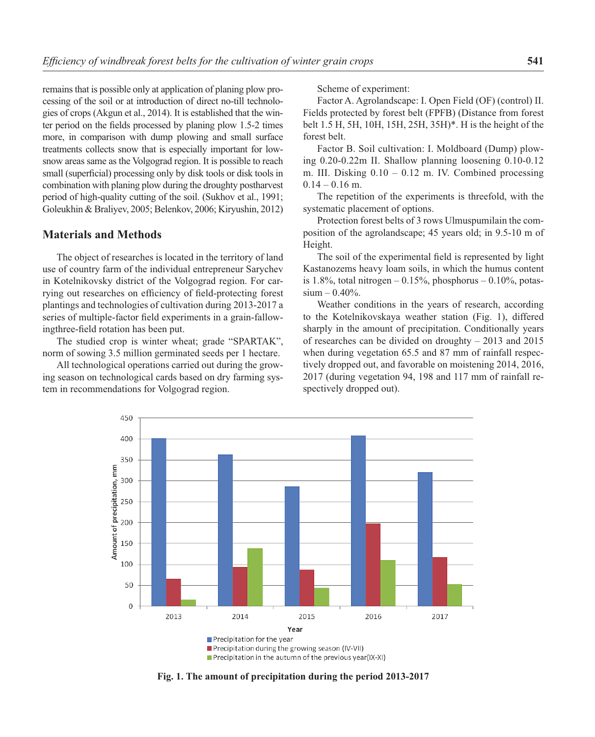remains that is possible only at application of planing plow processing of the soil or at introduction of direct no-till technologies of crops (Akgun et al., 2014). It is established that the winter period on the fields processed by planing plow 1.5-2 times more, in comparison with dump plowing and small surface treatments collects snow that is especially important for low-snow areas same as the Volgograd region. It is possible to reach small (superficial) processing only by disk tools or disk tools in combination with planing plow during the droughty postharvest period of high-quality cutting of the soil. (Sukhov et al., 1991; Goleukhin & Braliyev, 2005; Belenkov, 2006; Kiryushin, 2012)

## Materials and Methods

The object of researches is located in the territory of land use of country farm of the individual entrepreneur Sarychev in Kotelnikovsky district of the Volgograd region. For carrying out researches on efficiency of field-protecting forest plantings and technologies of cultivation during 2013-2017 a series of multiple-factor field experiments in a grain-fallow-ingthree-field rotation has been put.

The studied crop is winter wheat; grade "SPARTAK", norm of sowing 3.5 million germinated seeds per 1 hectare.

All technological operations carried out during the growing season on technological cards based on dry farming system in recommendations for Volgograd region.

Scheme of experiment:

Factor A. Agrolandscape: I. Open Field (OF) (control) II. Fields protected by forest belt (FPFB) (Distance from forest belt 1.5 H, 5H, 10H, 15H, 25H, 35H)*. H is the height of the forest belt.

Factor B. Soil cultivation: I. Moldboard (Dump) plowing 0.20-0.22m II. Shallow planning loosening 0.10-0.12 m. III. Disking 0.10 – 0.12 m. IV. Combined processing 0.14 – 0.16 m.

The repetition of the experiments is threefold, with the systematic placement of options.

Protection forest belts of 3 rows Ulmuspumilain the composition of the agrolandscape; 45 years old; in 9.5-10 m of Height.

The soil of the experimental field is represented by light Kastanozems heavy loam soils, in which the humus content is 1.8%, total nitrogen – 0.15%, phosphorus – 0.10%, potassium – 0.40%.

Weather conditions in the years of research, according to the Kotelnikovskaya weather station (Fig. 1), differed sharply in the amount of precipitation. Conditionally years of researches can be divided on droughty – 2013 and 2015 when during vegetation 65.5 and 87 mm of rainfall respectively dropped out, and favorable on moistening 2014, 2016, 2017 (during vegetation 94, 198 and 117 mm of rainfall respectively dropped out).

**Fig. 1. The amount of precipitation during the period 2013-2017**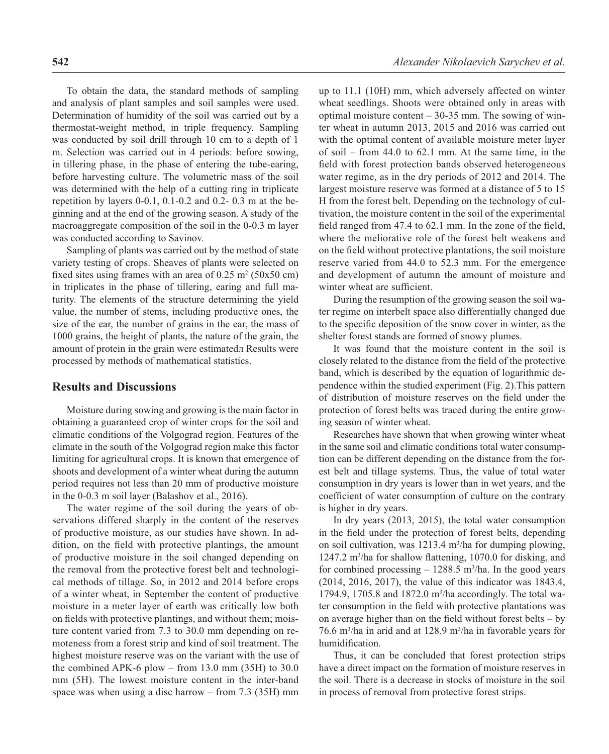To obtain the data, the standard methods of sampling and analysis of plant samples and soil samples were used. Determination of humidity of the soil was carried out by a thermostat-weight method, in triple frequency. Sampling was conducted by soil drill through 10 cm to a depth of 1 m. Selection was carried out in 4 periods: before sowing, in tillering phase, in the phase of entering the tube-earing, before harvesting culture. The volumetric mass of the soil was determined with the help of a cutting ring in triplicate repetition by layers 0-0.1, 0.1-0.2 and 0.2- 0.3 m at the beginning and at the end of the growing season. A study of the macroaggregate composition of the soil in the 0-0.3 m layer was conducted according to Savinov.

Sampling of plants was carried out by the method of state variety testing of crops. Sheaves of plants were selected on fixed sites using frames with an area of 0.25 $m^2$ (50x50 cm) in triplicates in the phase of tillering, earing and full maturity. The elements of the structure determining the yield value, the number of stems, including productive ones, the size of the ear, the number of grains in the ear, the mass of 1000 grains, the height of plants, the nature of the grain, the amount of protein in the grain were estimatedл Results were processed by methods of mathematical statistics.

## Results and Discussions

Moisture during sowing and growing is the main factor in obtaining a guaranteed crop of winter crops for the soil and climatic conditions of the Volgograd region. Features of the climate in the south of the Volgograd region make this factor limiting for agricultural crops. It is known that emergence of shoots and development of a winter wheat during the autumn period requires not less than 20 mm of productive moisture in the 0-0.3 m soil layer (Balashov et al., 2016).

The water regime of the soil during the years of observations differed sharply in the content of the reserves of productive moisture, as our studies have shown. In addition, on the field with protective plantings, the amount of productive moisture in the soil changed depending on the removal from the protective forest belt and technological methods of tillage. So, in 2012 and 2014 before crops of a winter wheat, in September the content of productive moisture in a meter layer of earth was critically low both on fields with protective plantings, and without them; moisture content varied from 7.3 to 30.0 mm depending on remoteness from a forest strip and kind of soil treatment. The highest moisture reserve was on the variant with the use of the combined APK-6 plow – from 13.0 mm (35H) to 30.0 mm (5H). The lowest moisture content in the inter-band space was when using a disc harrow – from 7.3 (35H) mm up to 11.1 (10H) mm, which adversely affected on winter wheat seedlings. Shoots were obtained only in areas with optimal moisture content – 30-35 mm. The sowing of winter wheat in autumn 2013, 2015 and 2016 was carried out with the optimal content of available moisture meter layer of soil – from 44.0 to 62.1 mm. At the same time, in the field with forest protection bands observed heterogeneous water regime, as in the dry periods of 2012 and 2014. The largest moisture reserve was formed at a distance of 5 to 15 H from the forest belt. Depending on the technology of cultivation, the moisture content in the soil of the experimental field ranged from 47.4 to 62.1 mm. In the zone of the field, where the meliorative role of the forest belt weakens and on the field without protective plantations, the soil moisture reserve varied from 44.0 to 52.3 mm. For the emergence and development of autumn the amount of moisture and winter wheat are sufficient.

During the resumption of the growing season the soil water regime on interbelt space also differentially changed due to the specific deposition of the snow cover in winter, as the shelter forest stands are formed of snowy plumes.

It was found that the moisture content in the soil is closely related to the distance from the field of the protective band, which is described by the equation of logarithmic dependence within the studied experiment (Fig. 2).This pattern of distribution of moisture reserves on the field under the protection of forest belts was traced during the entire growing season of winter wheat.

Researches have shown that when growing winter wheat in the same soil and climatic conditions total water consumption can be different depending on the distance from the forest belt and tillage systems. Thus, the value of total water consumption in dry years is lower than in wet years, and the coefficient of water consumption of culture on the contrary is higher in dry years.

In dry years (2013, 2015), the total water consumption in the field under the protection of forest belts, depending on soil cultivation, was 1213.4 $m^3$/ha for dumping plowing, 1247.2 $m^3$/ha for shallow flattening, 1070.0 for disking, and for combined processing – 1288.5 $m^3$/ha. In the good years (2014, 2016, 2017), the value of this indicator was 1843.4, 1794.9, 1705.8 and 1872.0 $m^3$/ha accordingly. The total water consumption in the field with protective plantations was on average higher than on the field without forest belts – by 76.6 $m^3$/ha in arid and at 128.9 $m^3$/ha in favorable years for humidification.

Thus, it can be concluded that forest protection strips have a direct impact on the formation of moisture reserves in the soil. There is a decrease in stocks of moisture in the soil in process of removal from protective forest strips.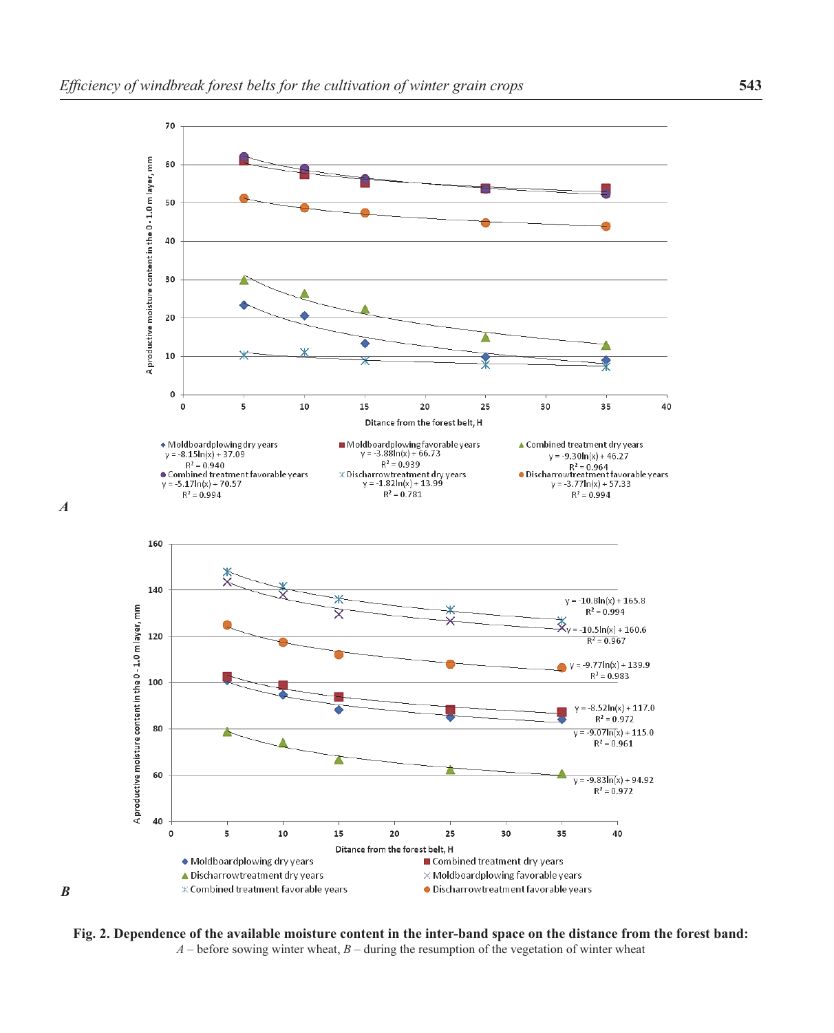**Fig. 2. Dependence of the available moisture content in the inter-band space on the distance from the forest band:**
*A* – before sowing winter wheat, *B* – during the resumption of the vegetation of winter wheat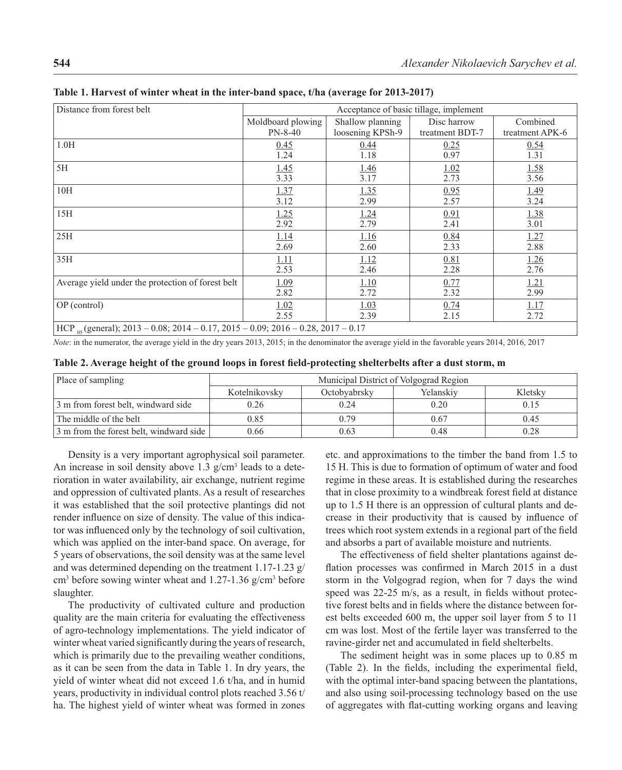**Table 1. Harvest of winter wheat in the inter-band space, t/ha (average for 2013-2017)**

| Distance from forest belt | Acceptance of basic tillage, implement | | | |
|---|---|---|---|---|
| | Moldboard plowing PN-8-40 | Shallow planning loosening KPSh-9 | Disc harrow treatment BDT-7 | Combined treatment APK-6 |
| 1.0H | 0.45 / 1.24 | 0.44 / 1.18 | 0.25 / 0.97 | 0.54 / 1.31 |
| 5H | 1.45 / 3.33 | 1.46 / 3.17 | 1.02 / 2.73 | 1.58 / 3.56 |
| 10H | 1.37 / 3.12 | 1.35 / 2.99 | 0.95 / 2.57 | 1.49 / 3.24 |
| 15H | 1.25 / 2.92 | 1.24 / 2.79 | 0.91 / 2.41 | 1.38 / 3.01 |
| 25H | 1.14 / 2.69 | 1.16 / 2.60 | 0.84 / 2.33 | 1.27 / 2.88 |
| 35H | 1.11 / 2.53 | 1.12 / 2.46 | 0.81 / 2.28 | 1.26 / 2.76 |
| Average yield under the protection of forest belt | 1.09 / 2.82 | 1.10 / 2.72 | 0.77 / 2.32 | 1.21 / 2.99 |
| OP (control) | 1.02 / 2.55 | 1.03 / 2.39 | 0.74 / 2.15 | 1.17 / 2.72 |
| $HCP_{05}$ (general); 2013 – 0.08; 2014 – 0.17, 2015 – 0.09; 2016 – 0.28, 2017 – 0.17 | | | | |

*Note*: in the numerator, the average yield in the dry years 2013, 2015; in the denominator the average yield in the favorable years 2014, 2016, 2017

**Table 2. Average height of the ground loops in forest field-protecting shelterbelts after a dust storm, m**

| Place of sampling | Municipal District of Volgograd Region | | | |
|---|---|---|---|---|
| | Kotelnikovsky | Octobyabrsky | Yelanskiy | Kletsky |
| 3 m from forest belt, windward side | 0.26 | 0.24 | 0.20 | 0.15 |
| The middle of the belt | 0.85 | 0.79 | 0.67 | 0.45 |
| 3 m from the forest belt, windward side | 0.66 | 0.63 | 0.48 | 0.28 |

Density is a very important agrophysical soil parameter. An increase in soil density above 1.3 g/cm³ leads to a deterioration in water availability, air exchange, nutrient regime and oppression of cultivated plants. As a result of researches it was established that the soil protective plantings did not render influence on size of density. The value of this indicator was influenced only by the technology of soil cultivation, which was applied on the inter-band space. On average, for 5 years of observations, the soil density was at the same level and was determined depending on the treatment 1.17-1.23 g/cm³ before sowing winter wheat and 1.27-1.36 g/cm³ before slaughter.

The productivity of cultivated culture and production quality are the main criteria for evaluating the effectiveness of agro-technology implementations. The yield indicator of winter wheat varied significantly during the years of research, which is primarily due to the prevailing weather conditions, as it can be seen from the data in Table 1. In dry years, the yield of winter wheat did not exceed 1.6 t/ha, and in humid years, productivity in individual control plots reached 3.56 t/ha. The highest yield of winter wheat was formed in zones etc. and approximations to the timber the band from 1.5 to 15 H. This is due to formation of optimum of water and food regime in these areas. It is established during the researches that in close proximity to a windbreak forest field at distance up to 1.5 H there is an oppression of cultural plants and decrease in their productivity that is caused by influence of trees which root system extends in a regional part of the field and absorbs a part of available moisture and nutrients.

The effectiveness of field shelter plantations against deflation processes was confirmed in March 2015 in a dust storm in the Volgograd region, when for 7 days the wind speed was 22-25 m/s, as a result, in fields without protective forest belts and in fields where the distance between forest belts exceeded 600 m, the upper soil layer from 5 to 11 cm was lost. Most of the fertile layer was transferred to the ravine-girder net and accumulated in field shelterbelts.

The sediment height was in some places up to 0.85 m (Table 2). In the fields, including the experimental field, with the optimal inter-band spacing between the plantations, and also using soil-processing technology based on the use of aggregates with flat-cutting working organs and leaving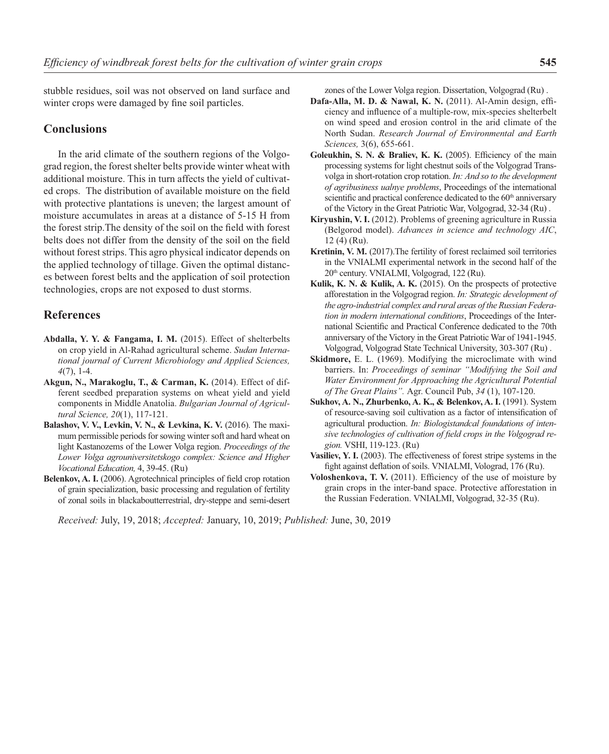stubble residues, soil was not observed on land surface and winter crops were damaged by fine soil particles.

## Conclusions

In the arid climate of the southern regions of the Volgograd region, the forest shelter belts provide winter wheat with additional moisture. This in turn affects the yield of cultivated crops. The distribution of available moisture on the field with protective plantations is uneven; the largest amount of moisture accumulates in areas at a distance of 5-15 H from the forest strip.The density of the soil on the field with forest belts does not differ from the density of the soil on the field without forest strips. This agro physical indicator depends on the applied technology of tillage. Given the optimal distances between forest belts and the application of soil protection technologies, crops are not exposed to dust storms.

## References

**Abdalla, Y. Y. & Fangama, I. M.** (2015). Effect of shelterbelts on crop yield in Al-Rahad agricultural scheme. *Sudan International journal of Current Microbiology and Applied Sciences, 4*(7), 1-4.

**Akgun, N., Marakoglu, T., & Carman, K.** (2014). Effect of different seedbed preparation systems on wheat yield and yield components in Middle Anatolia. *Bulgarian Journal of Agricultural Science, 20*(1), 117-121.

**Balashov, V. V., Levkin, V. N., & Levkina, K. V.** (2016). The maximum permissible periods for sowing winter soft and hard wheat on light Kastanozems of the Lower Volga region. *Proceedings of the Lower Volga agrouniversitetskogo complex: Science and Higher Vocational Education,* 4, 39-45. (Ru)

**Belenkov, A. I.** (2006). Agrotechnical principles of field crop rotation of grain specialization, basic processing and regulation of fertility of zonal soils in blackaboutterrestrial, dry-steppe and semi-desert zones of the Lower Volga region. Dissertation, Volgograd (Ru) .

**Dafa-Alla, M. D. & Nawal, K. N.** (2011). Al-Amin design, efficiency and influence of a multiple-row, mix-species shelterbelt on wind speed and erosion control in the arid climate of the North Sudan. *Research Journal of Environmental and Earth Sciences,* 3(6), 655-661.

**Goleukhin, S. N. & Braliev, K. K.** (2005). Efficiency of the main processing systems for light chestnut soils of the Volgograd Transvolga in short-rotation crop rotation. *In: And so to the development of agribusiness ualnye problems*, Proceedings of the international scientific and practical conference dedicated to the 60th anniversary of the Victory in the Great Patriotic War, Volgograd, 32-34 (Ru) .

**Kiryushin, V. I.** (2012). Problems of greening agriculture in Russia (Belgorod model). *Advances in science and technology AIC*, 12 (4) (Ru).

**Kretinin, V. M.** (2017).The fertility of forest reclaimed soil territories in the VNIALMI experimental network in the second half of the 20th century. VNIALMI, Volgograd, 122 (Ru).

**Kulik, K. N. & Kulik, A. K.** (2015). On the prospects of protective afforestation in the Volgograd region. *In: Strategic development of the agro-industrial complex and rural areas of the Russian Federation in modern international conditions*, Proceedings of the International Scientific and Practical Conference dedicated to the 70th anniversary of the Victory in the Great Patriotic War of 1941-1945. Volgograd, Volgograd State Technical University, 303-307 (Ru) .

**Skidmore,** E. L. (1969). Modifying the microclimate with wind barriers. In: *Proceedings of seminar "Modifying the Soil and Water Environment for Approaching the Agricultural Potential of The Great Plains".* Agr. Council Pub, *34* (1), 107-120.

**Sukhov, A. N., Zhurbenko, A. K., & Belenkov, A. I.** (1991). System of resource-saving soil cultivation as a factor of intensification of agricultural production. *In: Biologistandcal foundations of intensive technologies of cultivation of field crops in the Volgograd region.* VSHI, 119-123. (Ru)

**Vasiliev, Y. I.** (2003). The effectiveness of forest stripe systems in the fight against deflation of soils. VNIALMI, Volograd, 176 (Ru).

**Voloshenkova, T. V.** (2011). Efficiency of the use of moisture by grain crops in the inter-band space. Protective afforestation in the Russian Federation. VNIALMI, Volgograd, 32-35 (Ru).

*Received:* July, 19, 2018; *Accepted:* January, 10, 2019; *Published:* June, 30, 2019